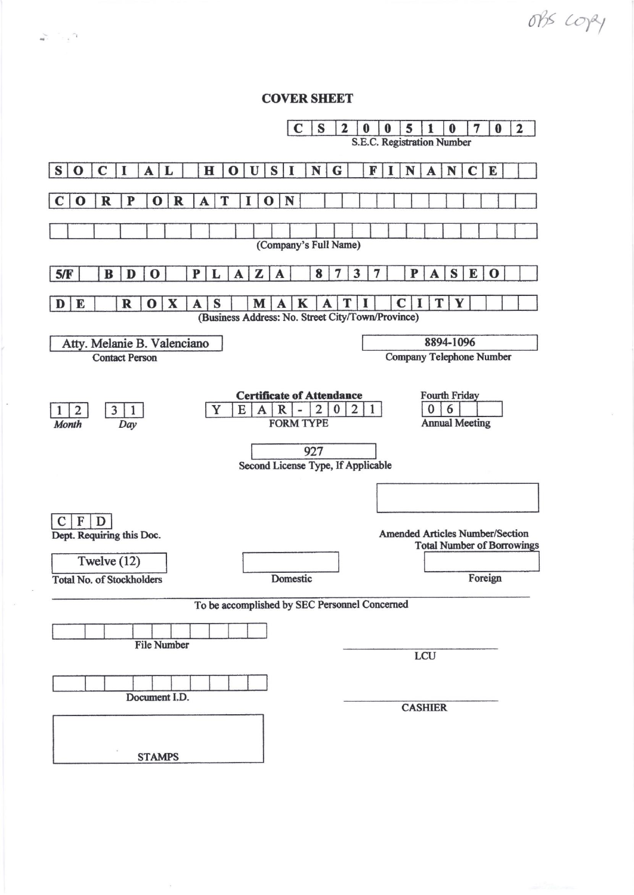OBS COPY

# COVER SHEET

**CS200510702**
S.E.C. Registration Number

**SOCIAL HOUSING FINANCE**
**CORPORATION**

(Company's Full Name)

**5/F BDO PLAZA 8737 PASEO**
**DE ROXAS MAKATI CITY**

(Business Address: No. Street City/Town/Province)

| Atty. Melanie B. Valenciano | 8894-1096 |
|---|---|
| Contact Person | Company Telephone Number |

| 12 31 | **Certificate of Attendance** YEAR-2021 | Fourth Friday 06 |
|---|---|---|
| *Month* *Day* | FORM TYPE | Annual Meeting |

927
Second License Type, If Applicable

CFD
Dept. Requiring this Doc.

Amended Articles Number/Section

Total Number of Borrowings

| Twelve (12) | | |
|---|---|---|
| Total No. of Stockholders | Domestic | Foreign |

To be accomplished by SEC Personnel Concerned

File Number

LCU

Document I.D.

CASHIER

STAMPS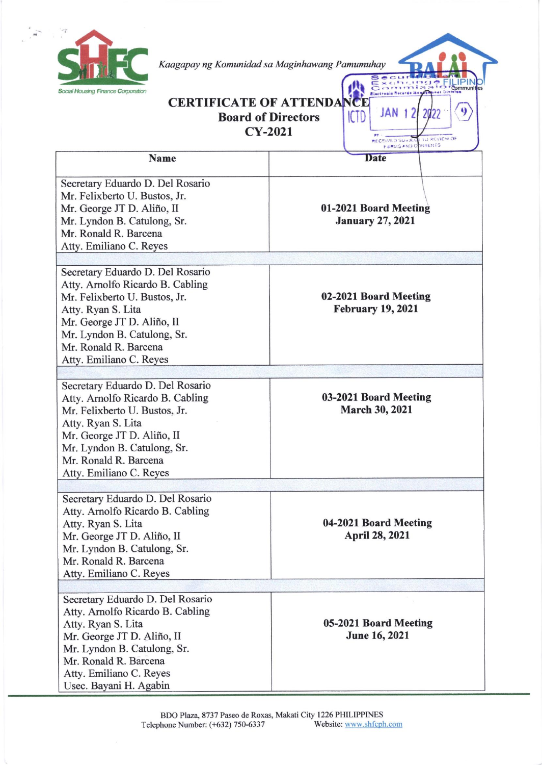*Kaagapay ng Komunidad sa Maginhawang Pamumuhay*

**CERTIFICATE OF ATTENDANCE**
**Board of Directors**
**CY-2021**

| Name | Date |
|---|---|
| Secretary Eduardo D. Del Rosario<br>Mr. Felixberto U. Bustos, Jr.<br>Mr. George JT D. Aliño, II<br>Mr. Lyndon B. Catulong, Sr.<br>Mr. Ronald R. Barcena<br>Atty. Emiliano C. Reyes | **01-2021 Board Meeting<br>January 27, 2021** |
| Secretary Eduardo D. Del Rosario<br>Atty. Arnolfo Ricardo B. Cabling<br>Mr. Felixberto U. Bustos, Jr.<br>Atty. Ryan S. Lita<br>Mr. George JT D. Aliño, II<br>Mr. Lyndon B. Catulong, Sr.<br>Mr. Ronald R. Barcena<br>Atty. Emiliano C. Reyes | **02-2021 Board Meeting<br>February 19, 2021** |
| Secretary Eduardo D. Del Rosario<br>Atty. Arnolfo Ricardo B. Cabling<br>Mr. Felixberto U. Bustos, Jr.<br>Atty. Ryan S. Lita<br>Mr. George JT D. Aliño, II<br>Mr. Lyndon B. Catulong, Sr.<br>Mr. Ronald R. Barcena<br>Atty. Emiliano C. Reyes | **03-2021 Board Meeting<br>March 30, 2021** |
| Secretary Eduardo D. Del Rosario<br>Atty. Arnolfo Ricardo B. Cabling<br>Atty. Ryan S. Lita<br>Mr. George JT D. Aliño, II<br>Mr. Lyndon B. Catulong, Sr.<br>Mr. Ronald R. Barcena<br>Atty. Emiliano C. Reyes | **04-2021 Board Meeting<br>April 28, 2021** |
| Secretary Eduardo D. Del Rosario<br>Atty. Arnolfo Ricardo B. Cabling<br>Atty. Ryan S. Lita<br>Mr. George JT D. Aliño, II<br>Mr. Lyndon B. Catulong, Sr.<br>Mr. Ronald R. Barcena<br>Atty. Emiliano C. Reyes<br>Usec. Bayani H. Agabin | **05-2021 Board Meeting<br>June 16, 2021** |

BDO Plaza, 8737 Paseo de Roxas, Makati City 1226 PHILIPPINES
Telephone Number: (+632) 750-6337 Website: www.shfcph.com